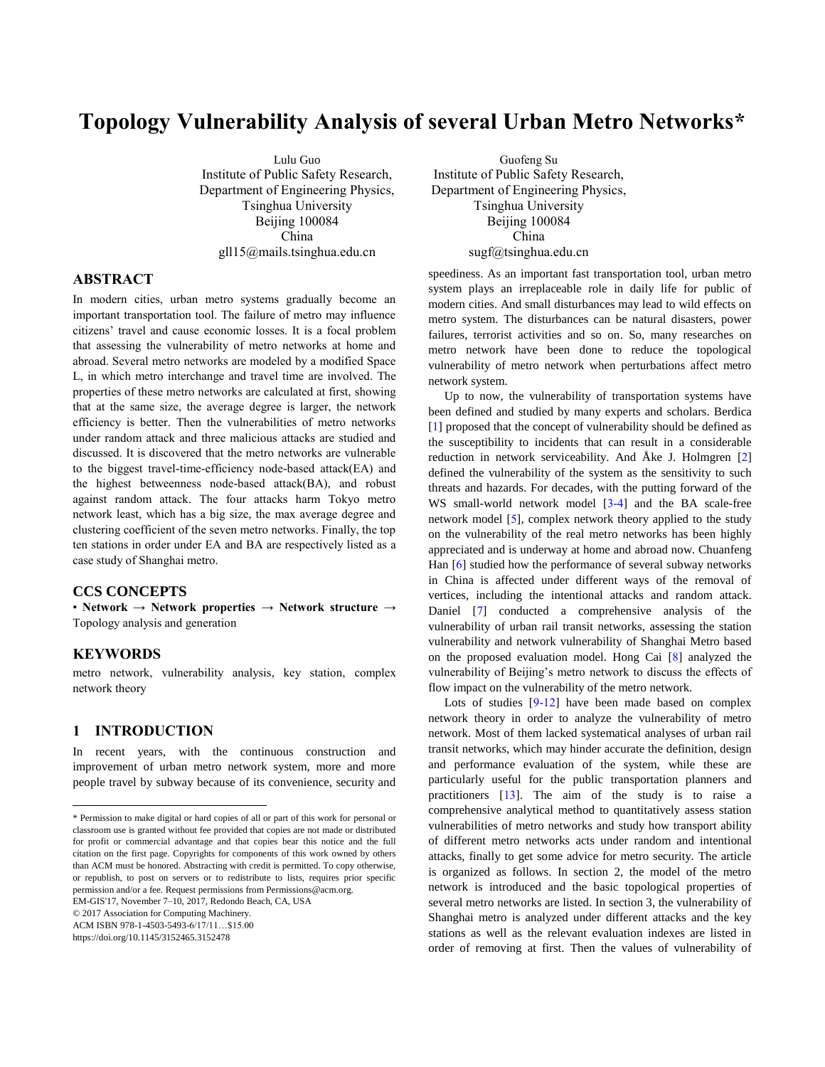# Topology Vulnerability Analysis of several Urban Metro Networks*

Lulu Guo
Institute of Public Safety Research,
Department of Engineering Physics,
Tsinghua University
Beijing 100084
China
gll15@mails.tsinghua.edu.cn

Guofeng Su
Institute of Public Safety Research,
Department of Engineering Physics,
Tsinghua University
Beijing 100084
China
sugf@tsinghua.edu.cn

## ABSTRACT

In modern cities, urban metro systems gradually become an important transportation tool. The failure of metro may influence citizens' travel and cause economic losses. It is a focal problem that assessing the vulnerability of metro networks at home and abroad. Several metro networks are modeled by a modified Space L, in which metro interchange and travel time are involved. The properties of these metro networks are calculated at first, showing that at the same size, the average degree is larger, the network efficiency is better. Then the vulnerabilities of metro networks under random attack and three malicious attacks are studied and discussed. It is discovered that the metro networks are vulnerable to the biggest travel-time-efficiency node-based attack(EA) and the highest betweenness node-based attack(BA), and robust against random attack. The four attacks harm Tokyo metro network least, which has a big size, the max average degree and clustering coefficient of the seven metro networks. Finally, the top ten stations in order under EA and BA are respectively listed as a case study of Shanghai metro.

## CCS CONCEPTS

• **Network → Network properties → Network structure →** Topology analysis and generation

## KEYWORDS

metro network, vulnerability analysis, key station, complex network theory

## 1 INTRODUCTION

In recent years, with the continuous construction and improvement of urban metro network system, more and more people travel by subway because of its convenience, security and speediness. As an important fast transportation tool, urban metro system plays an irreplaceable role in daily life for public of modern cities. And small disturbances may lead to wild effects on metro system. The disturbances can be natural disasters, power failures, terrorist activities and so on. So, many researches on metro network have been done to reduce the topological vulnerability of metro network when perturbations affect metro network system.

Up to now, the vulnerability of transportation systems have been defined and studied by many experts and scholars. Berdica [1] proposed that the concept of vulnerability should be defined as the susceptibility to incidents that can result in a considerable reduction in network serviceability. And Åke J. Holmgren [2] defined the vulnerability of the system as the sensitivity to such threats and hazards. For decades, with the putting forward of the WS small-world network model [3-4] and the BA scale-free network model [5], complex network theory applied to the study on the vulnerability of the real metro networks has been highly appreciated and is underway at home and abroad now. Chuanfeng Han [6] studied how the performance of several subway networks in China is affected under different ways of the removal of vertices, including the intentional attacks and random attack. Daniel [7] conducted a comprehensive analysis of the vulnerability of urban rail transit networks, assessing the station vulnerability and network vulnerability of Shanghai Metro based on the proposed evaluation model. Hong Cai [8] analyzed the vulnerability of Beijing's metro network to discuss the effects of flow impact on the vulnerability of the metro network.

Lots of studies [9-12] have been made based on complex network theory in order to analyze the vulnerability of metro network. Most of them lacked systematical analyses of urban rail transit networks, which may hinder accurate the definition, design and performance evaluation of the system, while these are particularly useful for the public transportation planners and practitioners [13]. The aim of the study is to raise a comprehensive analytical method to quantitatively assess station vulnerabilities of metro networks and study how transport ability of different metro networks acts under random and intentional attacks, finally to get some advice for metro security. The article is organized as follows. In section 2, the model of the metro network is introduced and the basic topological properties of several metro networks are listed. In section 3, the vulnerability of Shanghai metro is analyzed under different attacks and the key stations as well as the relevant evaluation indexes are listed in order of removing at first. Then the values of vulnerability of

---

* Permission to make digital or hard copies of all or part of this work for personal or classroom use is granted without fee provided that copies are not made or distributed for profit or commercial advantage and that copies bear this notice and the full citation on the first page. Copyrights for components of this work owned by others than ACM must be honored. Abstracting with credit is permitted. To copy otherwise, or republish, to post on servers or to redistribute to lists, requires prior specific permission and/or a fee. Request permissions from Permissions@acm.org.
EM-GIS'17, November 7–10, 2017, Redondo Beach, CA, USA
© 2017 Association for Computing Machinery.
ACM ISBN 978-1-4503-5493-6/17/11…$15.00
https://doi.org/10.1145/3152465.3152478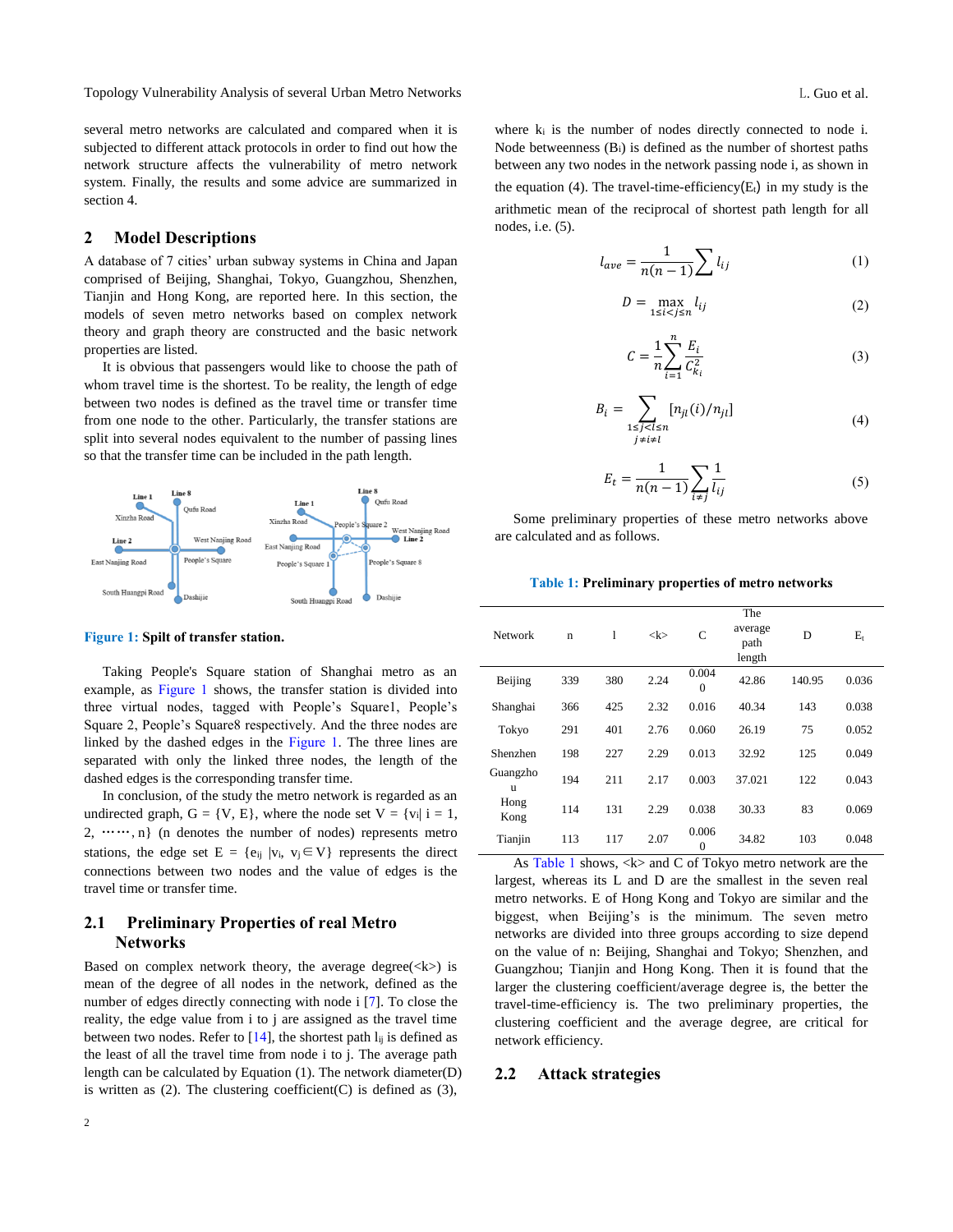several metro networks are calculated and compared when it is subjected to different attack protocols in order to find out how the network structure affects the vulnerability of metro network system. Finally, the results and some advice are summarized in section 4.

## 2 Model Descriptions

A database of 7 cities' urban subway systems in China and Japan comprised of Beijing, Shanghai, Tokyo, Guangzhou, Shenzhen, Tianjin and Hong Kong, are reported here. In this section, the models of seven metro networks based on complex network theory and graph theory are constructed and the basic network properties are listed.

It is obvious that passengers would like to choose the path of whom travel time is the shortest. To be reality, the length of edge between two nodes is defined as the travel time or transfer time from one node to the other. Particularly, the transfer stations are split into several nodes equivalent to the number of passing lines so that the transfer time can be included in the path length.

**Figure 1: Spilt of transfer station.**

Taking People's Square station of Shanghai metro as an example, as Figure 1 shows, the transfer station is divided into three virtual nodes, tagged with People's Square1, People's Square 2, People's Square8 respectively. And the three nodes are linked by the dashed edges in the Figure 1. The three lines are separated with only the linked three nodes, the length of the dashed edges is the corresponding transfer time.

In conclusion, of the study the metro network is regarded as an undirected graph, G = {V, E}, where the node set V = {$v_i$| i = 1, 2, ……, n} (n denotes the number of nodes) represents metro stations, the edge set E = {$e_{ij}$ |$v_i$, $v_j$∈V} represents the direct connections between two nodes and the value of edges is the travel time or transfer time.

### 2.1 Preliminary Properties of real Metro Networks

Based on complex network theory, the average degree(<k>) is mean of the degree of all nodes in the network, defined as the number of edges directly connecting with node i [7]. To close the reality, the edge value from i to j are assigned as the travel time between two nodes. Refer to [14], the shortest path $l_{ij}$ is defined as the least of all the travel time from node i to j. The average path length can be calculated by Equation (1). The network diameter(D) is written as (2). The clustering coefficient(C) is defined as (3), where $k_i$ is the number of nodes directly connected to node i. Node betweenness ($B_i$) is defined as the number of shortest paths between any two nodes in the network passing node i, as shown in the equation (4). The travel-time-efficiency($E_t$) in my study is the arithmetic mean of the reciprocal of shortest path length for all nodes, i.e. (5).

$$l_{ave} = \frac{1}{n(n-1)}\sum l_{ij} \tag{1}$$

$$D = \max_{1\le i<j\le n} l_{ij} \tag{2}$$

$$C = \frac{1}{n}\sum_{i=1}^{n} \frac{E_i}{C_{k_i}^2} \tag{3}$$

$$B_i = \sum_{\substack{1\le j<l\le n \\ j\ne i\ne l}} [n_{jl}(i)/n_{jl}] \tag{4}$$

$$E_t = \frac{1}{n(n-1)}\sum_{i\ne j} \frac{1}{l_{ij}} \tag{5}$$

Some preliminary properties of these metro networks above are calculated and as follows.

**Table 1: Preliminary properties of metro networks**

| Network | n | l | <k> | C | The average path length | D | $E_t$ |
|---|---|---|---|---|---|---|---|
| Beijing | 339 | 380 | 2.24 | 0.0040 | 42.86 | 140.95 | 0.036 |
| Shanghai | 366 | 425 | 2.32 | 0.016 | 40.34 | 143 | 0.038 |
| Tokyo | 291 | 401 | 2.76 | 0.060 | 26.19 | 75 | 0.052 |
| Shenzhen | 198 | 227 | 2.29 | 0.013 | 32.92 | 125 | 0.049 |
| Guangzhou | 194 | 211 | 2.17 | 0.003 | 37.021 | 122 | 0.043 |
| Hong Kong | 114 | 131 | 2.29 | 0.038 | 30.33 | 83 | 0.069 |
| Tianjin | 113 | 117 | 2.07 | 0.0060 | 34.82 | 103 | 0.048 |

As Table 1 shows, <k> and C of Tokyo metro network are the largest, whereas its L and D are the smallest in the seven real metro networks. E of Hong Kong and Tokyo are similar and the biggest, when Beijing's is the minimum. The seven metro networks are divided into three groups according to size depend on the value of n: Beijing, Shanghai and Tokyo; Shenzhen, and Guangzhou; Tianjin and Hong Kong. Then it is found that the larger the clustering coefficient/average degree is, the better the travel-time-efficiency is. The two preliminary properties, the clustering coefficient and the average degree, are critical for network efficiency.

### 2.2 Attack strategies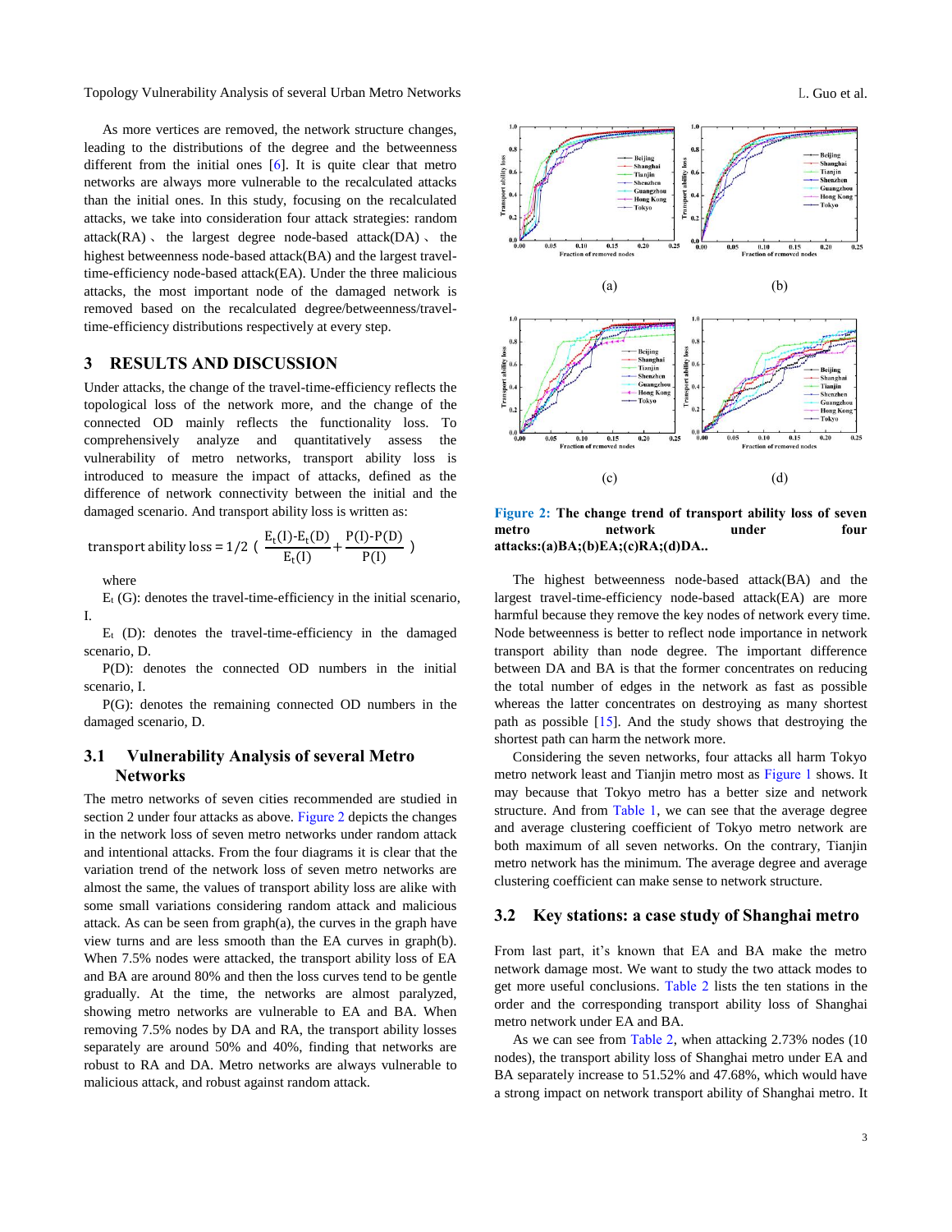As more vertices are removed, the network structure changes, leading to the distributions of the degree and the betweenness different from the initial ones [6]. It is quite clear that metro networks are always more vulnerable to the recalculated attacks than the initial ones. In this study, focusing on the recalculated attacks, we take into consideration four attack strategies: random attack(RA)、 the largest degree node-based attack(DA)、 the highest betweenness node-based attack(BA) and the largest travel-time-efficiency node-based attack(EA). Under the three malicious attacks, the most important node of the damaged network is removed based on the recalculated degree/betweenness/travel-time-efficiency distributions respectively at every step.

## 3 RESULTS AND DISCUSSION

Under attacks, the change of the travel-time-efficiency reflects the topological loss of the network more, and the change of the connected OD mainly reflects the functionality loss. To comprehensively analyze and quantitatively assess the vulnerability of metro networks, transport ability loss is introduced to measure the impact of attacks, defined as the difference of network connectivity between the initial and the damaged scenario. And transport ability loss is written as:

$$\text{transport ability loss} = 1/2\ \left( \frac{E_t(I)\text{-}E_t(D)}{E_t(I)} + \frac{P(I)\text{-}P(D)}{P(I)} \right)$$

where

$E_t$ (G): denotes the travel-time-efficiency in the initial scenario, I.

$E_t$ (D): denotes the travel-time-efficiency in the damaged scenario, D.

P(D): denotes the connected OD numbers in the initial scenario, I.

P(G): denotes the remaining connected OD numbers in the damaged scenario, D.

### 3.1 Vulnerability Analysis of several Metro Networks

The metro networks of seven cities recommended are studied in section 2 under four attacks as above. Figure 2 depicts the changes in the network loss of seven metro networks under random attack and intentional attacks. From the four diagrams it is clear that the variation trend of the network loss of seven metro networks are almost the same, the values of transport ability loss are alike with some small variations considering random attack and malicious attack. As can be seen from graph(a), the curves in the graph have view turns and are less smooth than the EA curves in graph(b). When 7.5% nodes were attacked, the transport ability loss of EA and BA are around 80% and then the loss curves tend to be gentle gradually. At the time, the networks are almost paralyzed, showing metro networks are vulnerable to EA and BA. When removing 7.5% nodes by DA and RA, the transport ability losses separately are around 50% and 40%, finding that networks are robust to RA and DA. Metro networks are always vulnerable to malicious attack, and robust against random attack.

**Figure 2: The change trend of transport ability loss of seven metro network under four attacks:(a)BA;(b)EA;(c)RA;(d)DA..**

The highest betweenness node-based attack(BA) and the largest travel-time-efficiency node-based attack(EA) are more harmful because they remove the key nodes of network every time. Node betweenness is better to reflect node importance in network transport ability than node degree. The important difference between DA and BA is that the former concentrates on reducing the total number of edges in the network as fast as possible whereas the latter concentrates on destroying as many shortest path as possible [15]. And the study shows that destroying the shortest path can harm the network more.

Considering the seven networks, four attacks all harm Tokyo metro network least and Tianjin metro most as Figure 1 shows. It may because that Tokyo metro has a better size and network structure. And from Table 1, we can see that the average degree and average clustering coefficient of Tokyo metro network are both maximum of all seven networks. On the contrary, Tianjin metro network has the minimum. The average degree and average clustering coefficient can make sense to network structure.

### 3.2 Key stations: a case study of Shanghai metro

From last part, it's known that EA and BA make the metro network damage most. We want to study the two attack modes to get more useful conclusions. Table 2 lists the ten stations in the order and the corresponding transport ability loss of Shanghai metro network under EA and BA.

As we can see from Table 2, when attacking 2.73% nodes (10 nodes), the transport ability loss of Shanghai metro under EA and BA separately increase to 51.52% and 47.68%, which would have a strong impact on network transport ability of Shanghai metro. It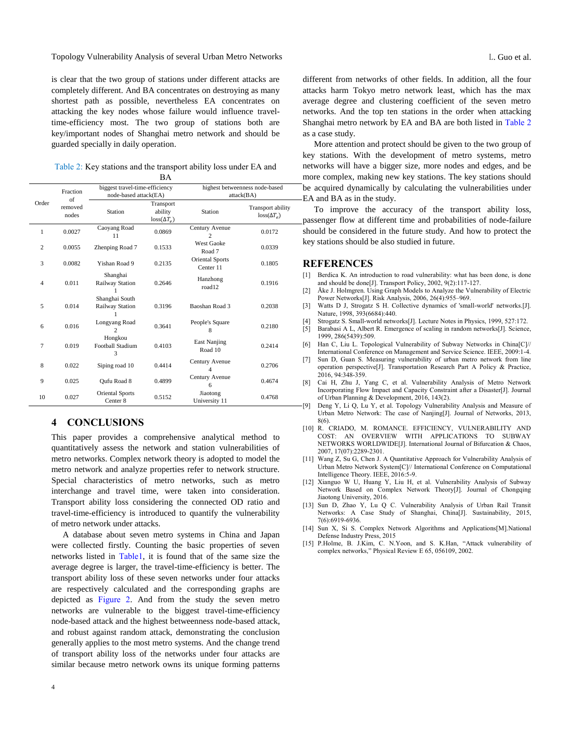is clear that the two group of stations under different attacks are completely different. And BA concentrates on destroying as many shortest path as possible, nevertheless EA concentrates on attacking the key nodes whose failure would influence travel-time-efficiency most. The two group of stations both are key/important nodes of Shanghai metro network and should be guarded specially in daily operation.

Table 2: Key stations and the transport ability loss under EA and BA

| Order | Fraction of removed nodes | biggest travel-time-efficiency node-based attack(EA) | | highest betweenness node-based attack(BA) | |
|---|---|---|---|---|---|
| | | Station | Transport ability loss($\Delta T_e$) | Station | Transport ability loss($\Delta T_e$) |
| 1 | 0.0027 | Caoyang Road 11 | 0.0869 | Century Avenue 2 | 0.0172 |
| 2 | 0.0055 | Zhenping Road 7 | 0.1533 | West Gaoke Road 7 | 0.0339 |
| 3 | 0.0082 | Yishan Road 9 | 0.2135 | Oriental Sports Center 11 | 0.1805 |
| 4 | 0.011 | Shanghai Railway Station 1 | 0.2646 | Hanzhong road12 | 0.1916 |
| 5 | 0.014 | Shanghai South Railway Station 1 | 0.3196 | Baoshan Road 3 | 0.2038 |
| 6 | 0.016 | Longyang Road 2 | 0.3641 | People's Square 8 | 0.2180 |
| 7 | 0.019 | Hongkou Football Stadium 3 | 0.4103 | East Nanjing Road 10 | 0.2414 |
| 8 | 0.022 | Siping road 10 | 0.4414 | Century Avenue 4 | 0.2706 |
| 9 | 0.025 | Qufu Road 8 | 0.4899 | Century Avenue 6 | 0.4674 |
| 10 | 0.027 | Oriental Sports Center 8 | 0.5152 | Jiaotong University 11 | 0.4768 |

## 4 CONCLUSIONS

This paper provides a comprehensive analytical method to quantitatively assess the network and station vulnerabilities of metro networks. Complex network theory is adopted to model the metro network and analyze properties refer to network structure. Special characteristics of metro networks, such as metro interchange and travel time, were taken into consideration. Transport ability loss considering the connected OD ratio and travel-time-efficiency is introduced to quantify the vulnerability of metro network under attacks.

A database about seven metro systems in China and Japan were collected firstly. Counting the basic properties of seven networks listed in Table1, it is found that of the same size the average degree is larger, the travel-time-efficiency is better. The transport ability loss of these seven networks under four attacks are respectively calculated and the corresponding graphs are depicted as Figure 2. And from the study the seven metro networks are vulnerable to the biggest travel-time-efficiency node-based attack and the highest betweenness node-based attack, and robust against random attack, demonstrating the conclusion generally applies to the most metro systems. And the change trend of transport ability loss of the networks under four attacks are similar because metro network owns its unique forming patterns different from networks of other fields. In addition, all the four attacks harm Tokyo metro network least, which has the max average degree and clustering coefficient of the seven metro networks. And the top ten stations in the order when attacking Shanghai metro network by EA and BA are both listed in Table 2 as a case study.

More attention and protect should be given to the two group of key stations. With the development of metro systems, metro networks will have a bigger size, more nodes and edges, and be more complex, making new key stations. The key stations should be acquired dynamically by calculating the vulnerabilities under EA and BA as in the study.

To improve the accuracy of the transport ability loss, passenger flow at different time and probabilities of node-failure should be considered in the future study. And how to protect the key stations should be also studied in future.

## REFERENCES

[1] Berdica K. An introduction to road vulnerability: what has been done, is done and should be done[J]. Transport Policy, 2002, 9(2):117-127.

[2] Åke J. Holmgren. Using Graph Models to Analyze the Vulnerability of Electric Power Networks[J]. Risk Analysis, 2006, 26(4):955–969.

[3] Watts D J, Strogatz S H. Collective dynamics of 'small-world' networks.[J]. Nature, 1998, 393(6684):440.

[4] Strogatz S. Small-world networks[J]. Lecture Notes in Physics, 1999, 527:172.

[5] Barabasi A L, Albert R. Emergence of scaling in random networks[J]. Science, 1999, 286(5439):509.

[6] Han C, Liu L. Topological Vulnerability of Subway Networks in China[C]// International Conference on Management and Service Science. IEEE, 2009:1-4.

[7] Sun D, Guan S. Measuring vulnerability of urban metro network from line operation perspective[J]. Transportation Research Part A Policy & Practice, 2016, 94:348-359.

[8] Cai H, Zhu J, Yang C, et al. Vulnerability Analysis of Metro Network Incorporating Flow Impact and Capacity Constraint after a Disaster[J]. Journal of Urban Planning & Development, 2016, 143(2).

[9] Deng Y, Li Q, Lu Y, et al. Topology Vulnerability Analysis and Measure of Urban Metro Network: The case of Nanjing[J]. Journal of Networks, 2013, 8(6).

[10] R. CRIADO, M. ROMANCE. EFFICIENCY, VULNERABILITY AND COST: AN OVERVIEW WITH APPLICATIONS TO SUBWAY NETWORKS WORLDWIDE[J]. International Journal of Bifurcation & Chaos, 2007, 17(07):2289-2301.

[11] Wang Z, Su G, Chen J. A Quantitative Approach for Vulnerability Analysis of Urban Metro Network System[C]// International Conference on Computational Intelligence Theory. IEEE, 2016:5-9.

[12] Xianguo W U, Huang Y, Liu H, et al. Vulnerability Analysis of Subway Network Based on Complex Network Theory[J]. Journal of Chongqing Jiaotong University, 2016.

[13] Sun D, Zhao Y, Lu Q C. Vulnerability Analysis of Urban Rail Transit Networks: A Case Study of Shanghai, China[J]. Sustainability, 2015, 7(6):6919-6936.

[14] Sun X, Si S. Complex Network Algorithms and Applications[M].National Defense Industry Press, 2015

[15] P.Holme, B. J.Kim, C. N.Yoon, and S. K.Han, "Attack vulnerability of complex networks," Physical Review E 65, 056109, 2002.